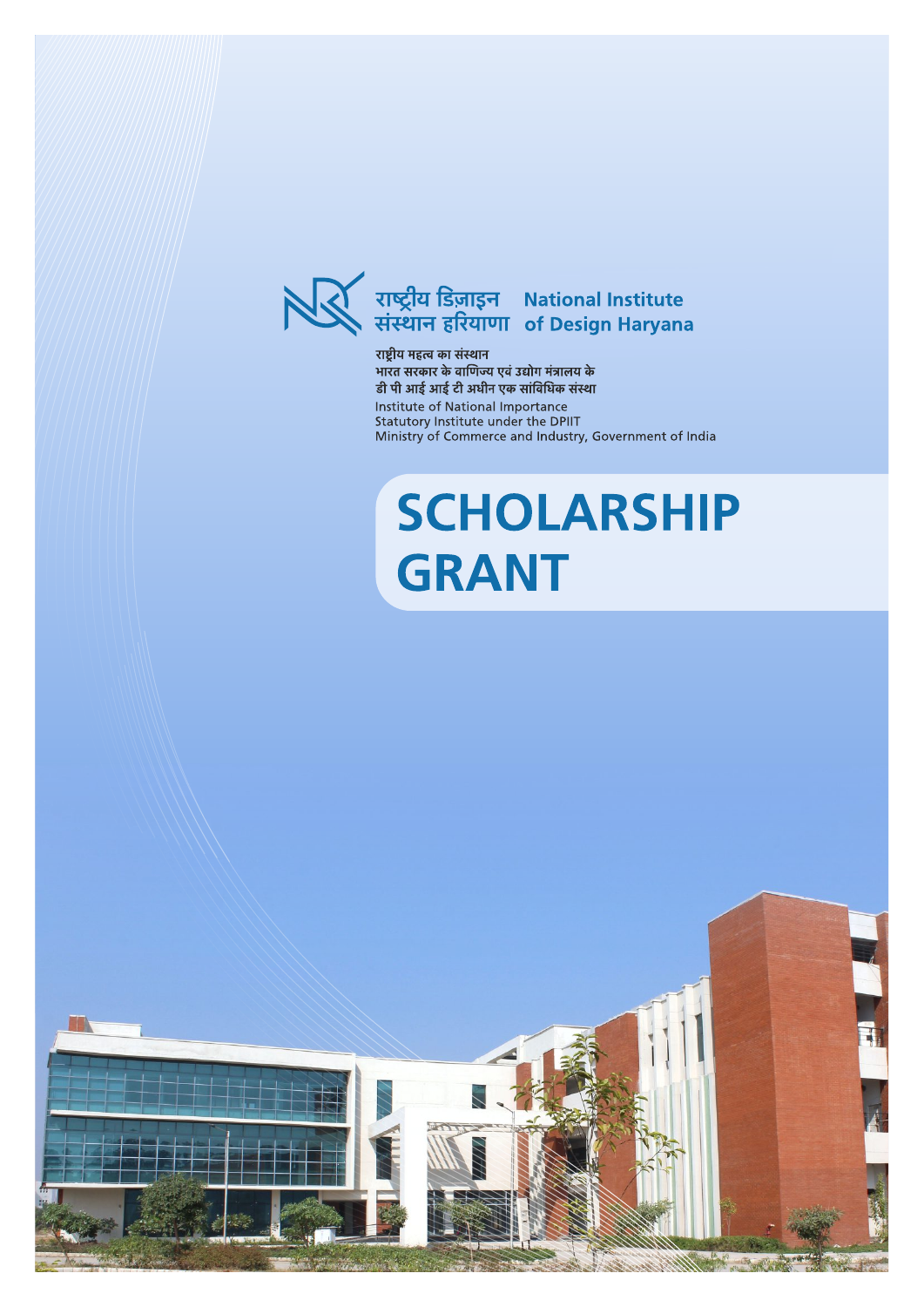राष्ट्रीय डिज़ाइन संस्थान हरियाणा

National Institute of Design Haryana

राष्ट्रीय महत्व का संस्थान
भारत सरकार के वाणिज्य एवं उद्योग मंत्रालय के
डी पी आई आई टी अधीन एक सांविधिक संस्था

Institute of National Importance
Statutory Institute under the DPIIT
Ministry of Commerce and Industry, Government of India

# SCHOLARSHIP GRANT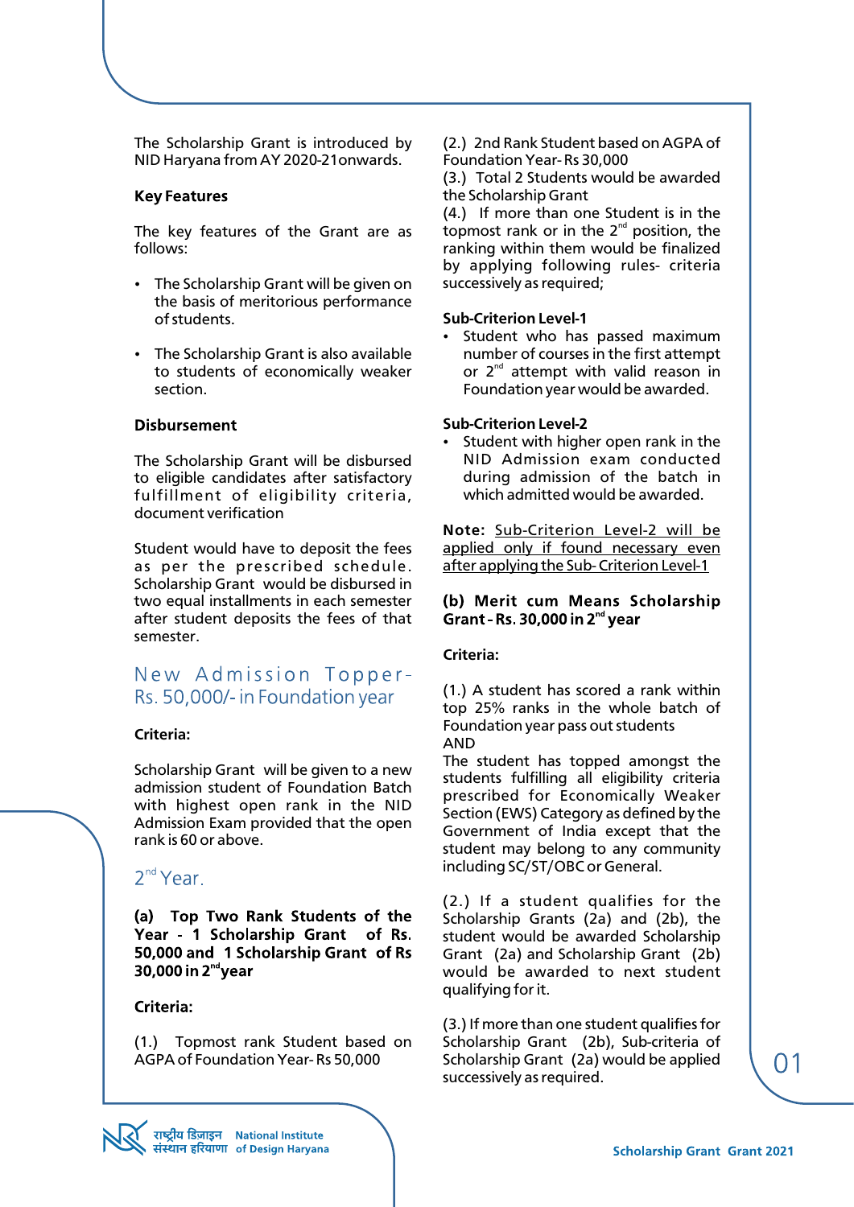The Scholarship Grant is introduced by NID Haryana from AY 2020-21onwards.

### Key Features

The key features of the Grant are as follows:

- The Scholarship Grant will be given on the basis of meritorious performance of students.
- The Scholarship Grant is also available to students of economically weaker section.

### Disbursement

The Scholarship Grant will be disbursed to eligible candidates after satisfactory fulfillment of eligibility criteria, document verification

Student would have to deposit the fees as per the prescribed schedule. Scholarship Grant would be disbursed in two equal installments in each semester after student deposits the fees of that semester.

## New Admission Topper- Rs. 50,000/- in Foundation year

**Criteria:**

Scholarship Grant will be given to a new admission student of Foundation Batch with highest open rank in the NID Admission Exam provided that the open rank is 60 or above.

## 2nd Year.

### (a) Top Two Rank Students of the Year - 1 Scholarship Grant of Rs. 50,000 and 1 Scholarship Grant of Rs 30,000 in 2nd year

**Criteria:**

(1.) Topmost rank Student based on AGPA of Foundation Year- Rs 50,000

(2.) 2nd Rank Student based on AGPA of Foundation Year- Rs 30,000

(3.) Total 2 Students would be awarded the Scholarship Grant

(4.) If more than one Student is in the topmost rank or in the 2nd position, the ranking within them would be finalized by applying following rules- criteria successively as required;

**Sub-Criterion Level-1**

- Student who has passed maximum number of courses in the first attempt or 2nd attempt with valid reason in Foundation year would be awarded.

**Sub-Criterion Level-2**

- Student with higher open rank in the NID Admission exam conducted during admission of the batch in which admitted would be awarded.

**Note:** Sub-Criterion Level-2 will be applied only if found necessary even after applying the Sub- Criterion Level-1

### (b) Merit cum Means Scholarship Grant - Rs. 30,000 in 2nd year

**Criteria:**

(1.) A student has scored a rank within top 25% ranks in the whole batch of Foundation year pass out students
AND
The student has topped amongst the students fulfilling all eligibility criteria prescribed for Economically Weaker Section (EWS) Category as defined by the Government of India except that the student may belong to any community including SC/ST/OBC or General.

(2.) If a student qualifies for the Scholarship Grants (2a) and (2b), the student would be awarded Scholarship Grant (2a) and Scholarship Grant (2b) would be awarded to next student qualifying for it.

(3.) If more than one student qualifies for Scholarship Grant (2b), Sub-criteria of Scholarship Grant (2a) would be applied successively as required.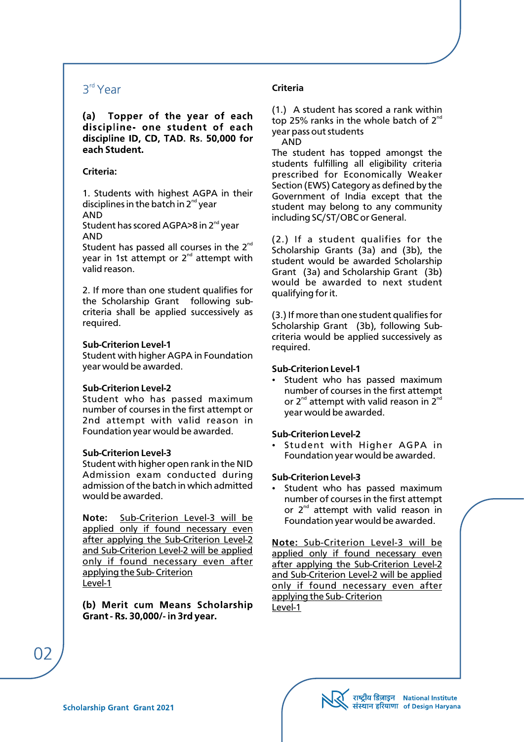## 3rd Year

**(a) Topper of the year of each discipline- one student of each discipline ID, CD, TAD. Rs. 50,000 for each Student.**

**Criteria:**

1. Students with highest AGPA in their disciplines in the batch in 2nd year
AND
Student has scored AGPA>8 in 2nd year
AND
Student has passed all courses in the 2nd year in 1st attempt or 2nd attempt with valid reason.

2. If more than one student qualifies for the Scholarship Grant following sub-criteria shall be applied successively as required.

**Sub-Criterion Level-1**
Student with higher AGPA in Foundation year would be awarded.

**Sub-Criterion Level-2**
Student who has passed maximum number of courses in the first attempt or 2nd attempt with valid reason in Foundation year would be awarded.

**Sub-Criterion Level-3**
Student with higher open rank in the NID Admission exam conducted during admission of the batch in which admitted would be awarded.

**Note:** Sub-Criterion Level-3 will be applied only if found necessary even after applying the Sub-Criterion Level-2 and Sub-Criterion Level-2 will be applied only if found necessary even after applying the Sub- Criterion Level-1

**(b) Merit cum Means Scholarship Grant - Rs. 30,000/- in 3rd year.**

**Criteria**

(1.) A student has scored a rank within top 25% ranks in the whole batch of 2nd year pass out students
AND
The student has topped amongst the students fulfilling all eligibility criteria prescribed for Economically Weaker Section (EWS) Category as defined by the Government of India except that the student may belong to any community including SC/ST/OBC or General.

(2.) If a student qualifies for the Scholarship Grants (3a) and (3b), the student would be awarded Scholarship Grant (3a) and Scholarship Grant (3b) would be awarded to next student qualifying for it.

(3.) If more than one student qualifies for Scholarship Grant (3b), following Sub-criteria would be applied successively as required.

**Sub-Criterion Level-1**

- Student who has passed maximum number of courses in the first attempt or 2nd attempt with valid reason in 2nd year would be awarded.

**Sub-Criterion Level-2**

- Student with Higher AGPA in Foundation year would be awarded.

**Sub-Criterion Level-3**

- Student who has passed maximum number of courses in the first attempt or 2nd attempt with valid reason in Foundation year would be awarded.

**Note:** Sub-Criterion Level-3 will be applied only if found necessary even after applying the Sub-Criterion Level-2 and Sub-Criterion Level-2 will be applied only if found necessary even after applying the Sub- Criterion Level-1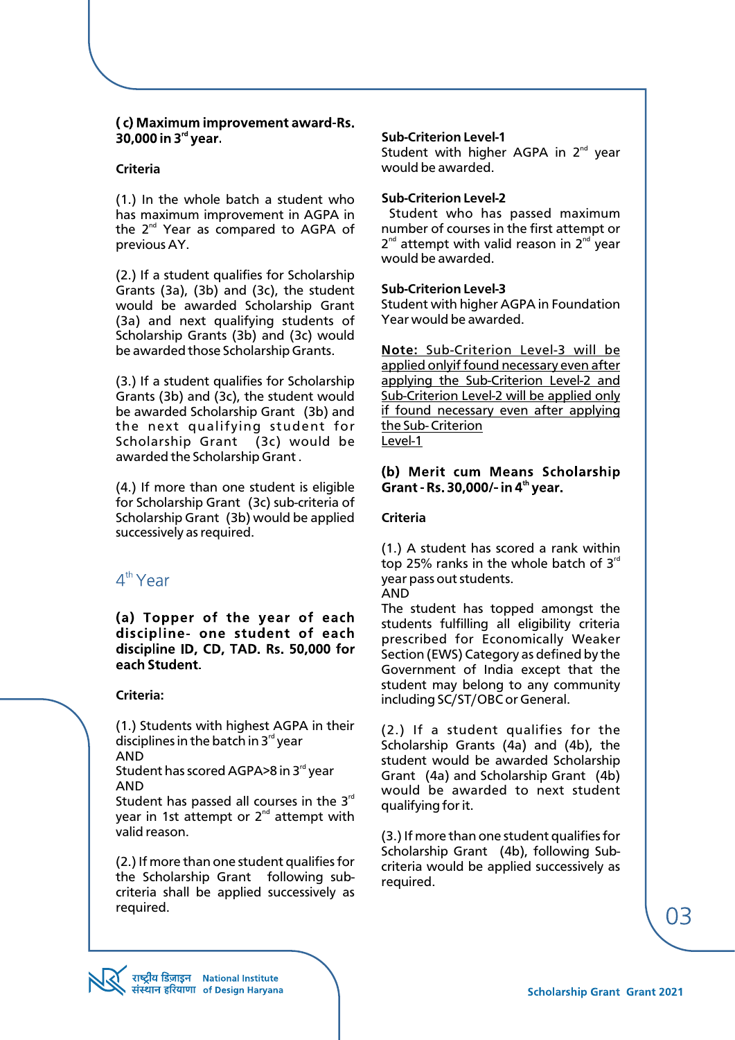**( c) Maximum improvement award-Rs. 30,000 in 3rd year.**

**Criteria**

(1.) In the whole batch a student who has maximum improvement in AGPA in the 2nd Year as compared to AGPA of previous AY.

(2.) If a student qualifies for Scholarship Grants (3a), (3b) and (3c), the student would be awarded Scholarship Grant (3a) and next qualifying students of Scholarship Grants (3b) and (3c) would be awarded those Scholarship Grants.

(3.) If a student qualifies for Scholarship Grants (3b) and (3c), the student would be awarded Scholarship Grant (3b) and the next qualifying student for Scholarship Grant (3c) would be awarded the Scholarship Grant .

(4.) If more than one student is eligible for Scholarship Grant (3c) sub-criteria of Scholarship Grant (3b) would be applied successively as required.

## 4th Year

**(a) Topper of the year of each discipline- one student of each discipline ID, CD, TAD. Rs. 50,000 for each Student.**

**Criteria:**

(1.) Students with highest AGPA in their disciplines in the batch in 3rd year
AND
Student has scored AGPA>8 in 3rd year
AND
Student has passed all courses in the 3rd year in 1st attempt or 2nd attempt with valid reason.

(2.) If more than one student qualifies for the Scholarship Grant following sub-criteria shall be applied successively as required.

**Sub-Criterion Level-1**
Student with higher AGPA in 2nd year would be awarded.

**Sub-Criterion Level-2**
Student who has passed maximum number of courses in the first attempt or 2nd attempt with valid reason in 2nd year would be awarded.

**Sub-Criterion Level-3**
Student with higher AGPA in Foundation Year would be awarded.

**Note:** Sub-Criterion Level-3 will be applied onlyif found necessary even after applying the Sub-Criterion Level-2 and Sub-Criterion Level-2 will be applied only if found necessary even after applying the Sub- Criterion Level-1

**(b) Merit cum Means Scholarship Grant - Rs. 30,000/- in 4th year.**

**Criteria**

(1.) A student has scored a rank within top 25% ranks in the whole batch of 3rd year pass out students.
AND
The student has topped amongst the students fulfilling all eligibility criteria prescribed for Economically Weaker Section (EWS) Category as defined by the Government of India except that the student may belong to any community including SC/ST/OBC or General.

(2.) If a student qualifies for the Scholarship Grants (4a) and (4b), the student would be awarded Scholarship Grant (4a) and Scholarship Grant (4b) would be awarded to next student qualifying for it.

(3.) If more than one student qualifies for Scholarship Grant (4b), following Sub-criteria would be applied successively as required.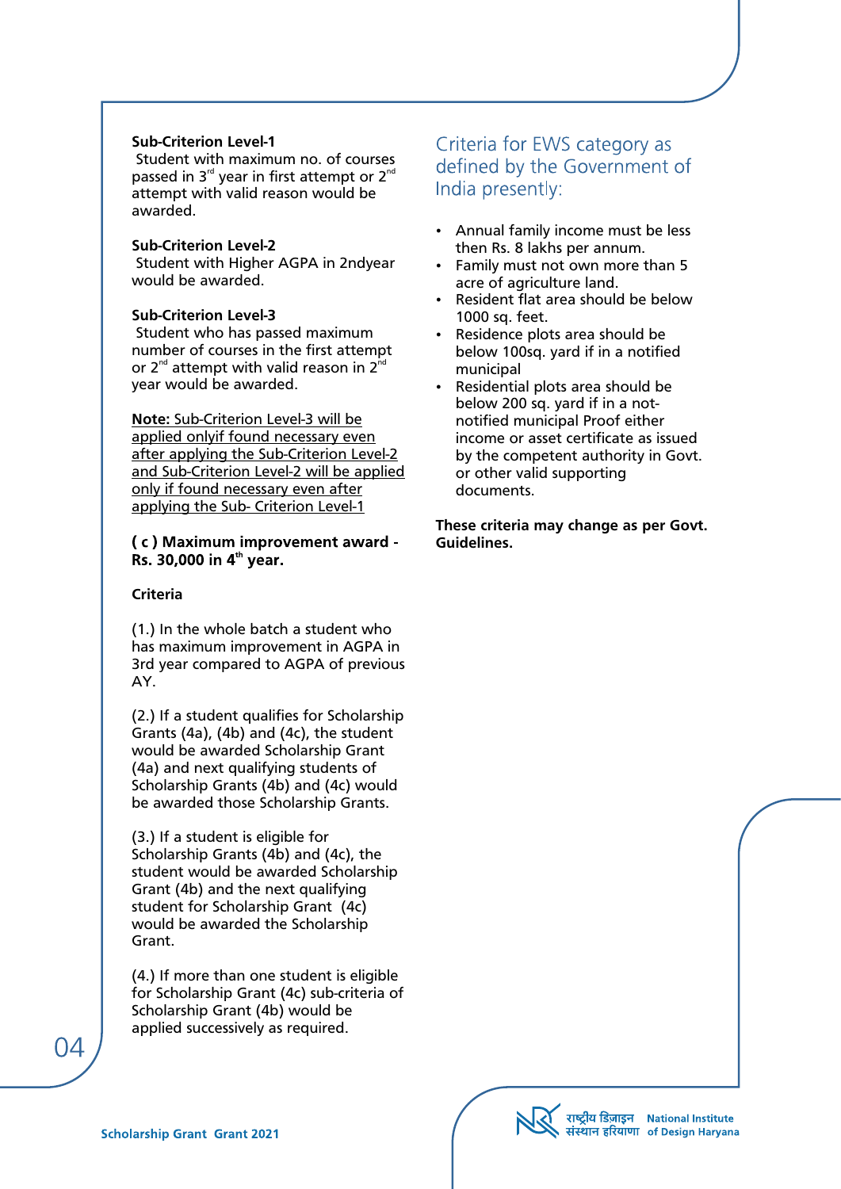**Sub-Criterion Level-1**
Student with maximum no. of courses passed in 3rd year in first attempt or 2nd attempt with valid reason would be awarded.

**Sub-Criterion Level-2**
Student with Higher AGPA in 2ndyear would be awarded.

**Sub-Criterion Level-3**
Student who has passed maximum number of courses in the first attempt or 2nd attempt with valid reason in 2nd year would be awarded.

**Note:** Sub-Criterion Level-3 will be applied onlyif found necessary even after applying the Sub-Criterion Level-2 and Sub-Criterion Level-2 will be applied only if found necessary even after applying the Sub- Criterion Level-1

**( c ) Maximum improvement award - Rs. 30,000 in 4th year.**

**Criteria**

(1.) In the whole batch a student who has maximum improvement in AGPA in 3rd year compared to AGPA of previous AY.

(2.) If a student qualifies for Scholarship Grants (4a), (4b) and (4c), the student would be awarded Scholarship Grant (4a) and next qualifying students of Scholarship Grants (4b) and (4c) would be awarded those Scholarship Grants.

(3.) If a student is eligible for Scholarship Grants (4b) and (4c), the student would be awarded Scholarship Grant (4b) and the next qualifying student for Scholarship Grant (4c) would be awarded the Scholarship Grant.

(4.) If more than one student is eligible for Scholarship Grant (4c) sub-criteria of Scholarship Grant (4b) would be applied successively as required.

## Criteria for EWS category as defined by the Government of India presently:

- Annual family income must be less then Rs. 8 lakhs per annum.
- Family must not own more than 5 acre of agriculture land.
- Resident flat area should be below 1000 sq. feet.
- Residence plots area should be below 100sq. yard if in a notified municipal
- Residential plots area should be below 200 sq. yard if in a not-notified municipal Proof either income or asset certificate as issued by the competent authority in Govt. or other valid supporting documents.

**These criteria may change as per Govt. Guidelines.**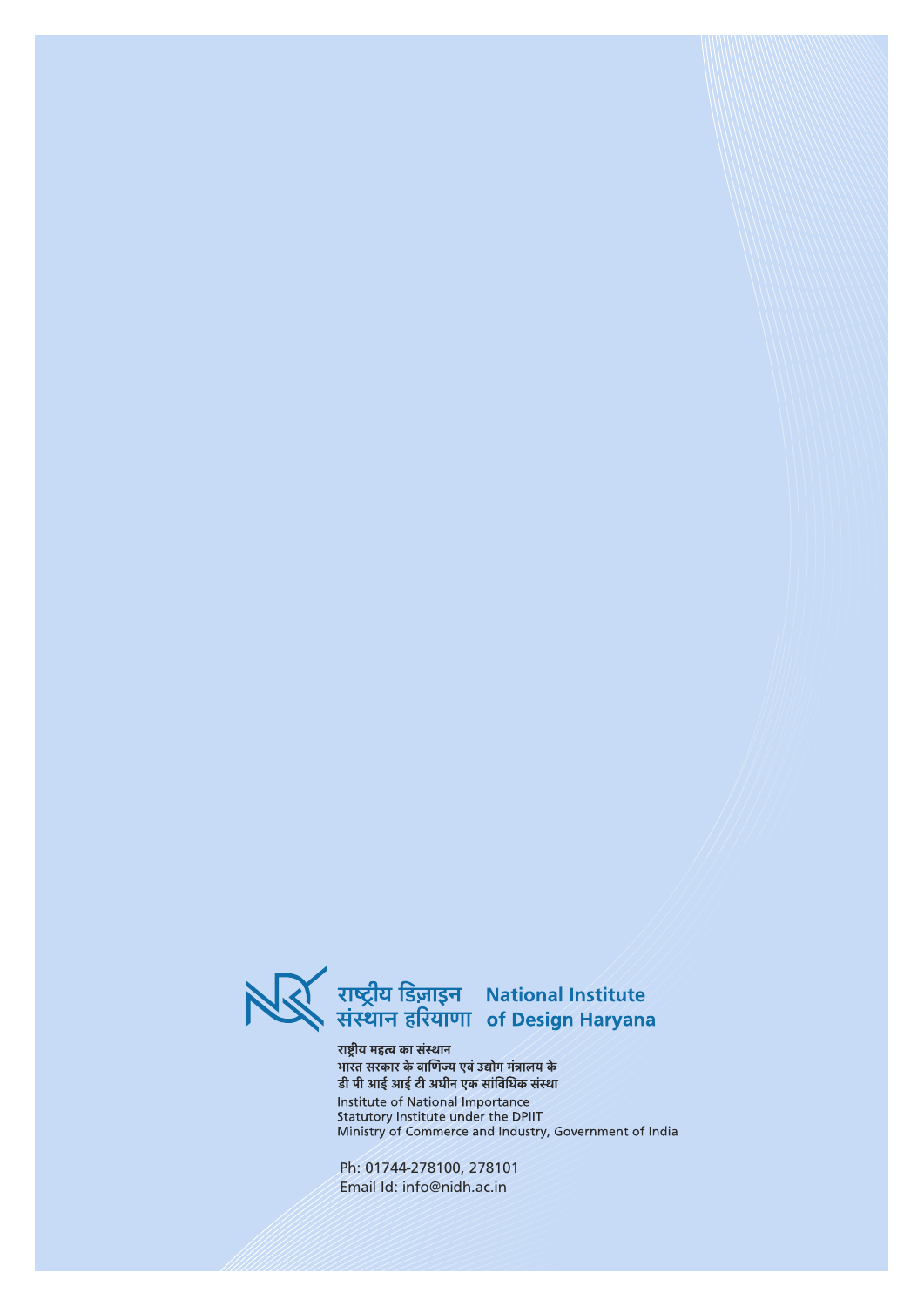राष्ट्रीय डिज़ाइन संस्थान हरियाणा

**National Institute of Design Haryana**

राष्ट्रीय महत्व का संस्थान
भारत सरकार के वाणिज्य एवं उद्योग मंत्रालय के
डी पी आई आई टी अधीन एक सांविधिक संस्था

Institute of National Importance
Statutory Institute under the DPIIT
Ministry of Commerce and Industry, Government of India

Ph: 01744-278100, 278101
Email Id: info@nidh.ac.in